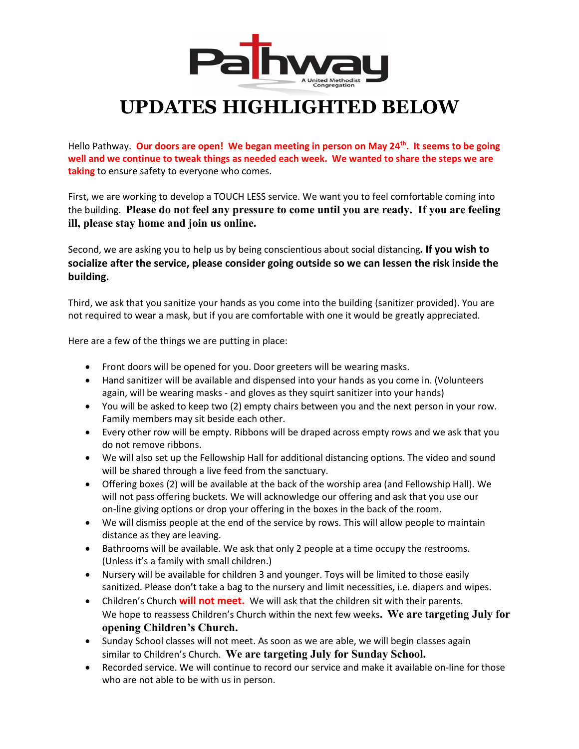Pathway

A United Methodist Congregation

# UPDATES HIGHLIGHTED BELOW

Hello Pathway. **Our doors are open! We began meeting in person on May 24th. It seems to be going well and we continue to tweak things as needed each week. We wanted to share the steps we are taking** to ensure safety to everyone who comes.

First, we are working to develop a TOUCH LESS service. We want you to feel comfortable coming into the building. **Please do not feel any pressure to come until you are ready. If you are feeling ill, please stay home and join us online.**

Second, we are asking you to help us by being conscientious about social distancing**. If you wish to socialize after the service, please consider going outside so we can lessen the risk inside the building.**

Third, we ask that you sanitize your hands as you come into the building (sanitizer provided). You are not required to wear a mask, but if you are comfortable with one it would be greatly appreciated.

Here are a few of the things we are putting in place:

- Front doors will be opened for you. Door greeters will be wearing masks.
- Hand sanitizer will be available and dispensed into your hands as you come in. (Volunteers again, will be wearing masks - and gloves as they squirt sanitizer into your hands)
- You will be asked to keep two (2) empty chairs between you and the next person in your row. Family members may sit beside each other.
- Every other row will be empty. Ribbons will be draped across empty rows and we ask that you do not remove ribbons.
- We will also set up the Fellowship Hall for additional distancing options. The video and sound will be shared through a live feed from the sanctuary.
- Offering boxes (2) will be available at the back of the worship area (and Fellowship Hall). We will not pass offering buckets. We will acknowledge our offering and ask that you use our on-line giving options or drop your offering in the boxes in the back of the room.
- We will dismiss people at the end of the service by rows. This will allow people to maintain distance as they are leaving.
- Bathrooms will be available. We ask that only 2 people at a time occupy the restrooms. (Unless it's a family with small children.)
- Nursery will be available for children 3 and younger. Toys will be limited to those easily sanitized. Please don't take a bag to the nursery and limit necessities, i.e. diapers and wipes.
- Children's Church **will not meet.** We will ask that the children sit with their parents. We hope to reassess Children's Church within the next few weeks**. We are targeting July for opening Children's Church.**
- Sunday School classes will not meet. As soon as we are able, we will begin classes again similar to Children's Church. **We are targeting July for Sunday School.**
- Recorded service. We will continue to record our service and make it available on-line for those who are not able to be with us in person.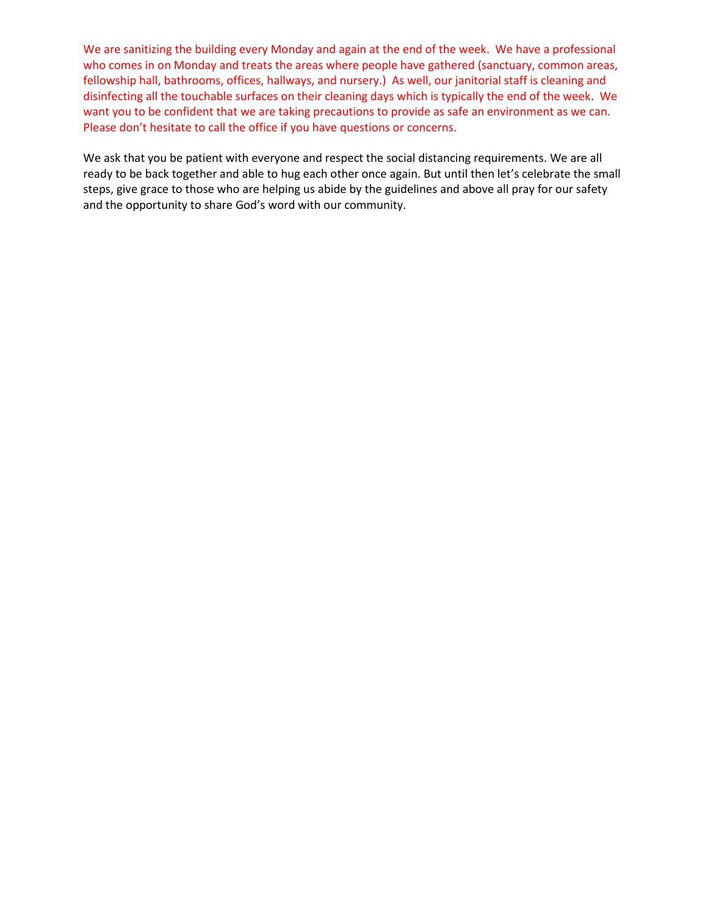We are sanitizing the building every Monday and again at the end of the week. We have a professional who comes in on Monday and treats the areas where people have gathered (sanctuary, common areas, fellowship hall, bathrooms, offices, hallways, and nursery.) As well, our janitorial staff is cleaning and disinfecting all the touchable surfaces on their cleaning days which is typically the end of the week. We want you to be confident that we are taking precautions to provide as safe an environment as we can. Please don't hesitate to call the office if you have questions or concerns.

We ask that you be patient with everyone and respect the social distancing requirements. We are all ready to be back together and able to hug each other once again. But until then let's celebrate the small steps, give grace to those who are helping us abide by the guidelines and above all pray for our safety and the opportunity to share God's word with our community.